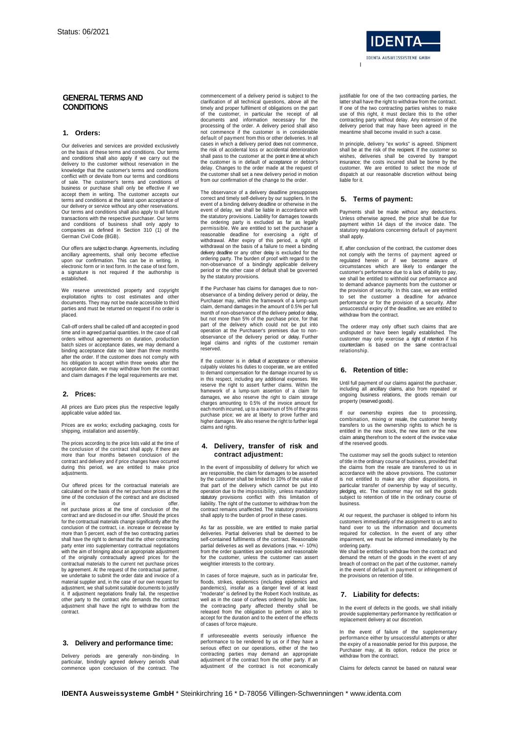# GENERAL TERMS AND CONDITIONS

## 1. Orders:

Our deliveries and services are provided exclusively on the basis of these terms and conditions. Our terms and conditions shall also apply if we carry out the delivery to the customer without reservation in the knowledge that the customer's terms and conditions conflict with or deviate from our terms and conditions of sale. The customer's terms and conditions of business or purchase shall only be effective if we accept them in writing. The customer accepts our terms and conditions at the latest upon acceptance of our delivery or service without any other reservations. Our terms and conditions shall also apply to all future transactions with the respective purchaser. Our terms and conditions of business shall only apply to companies as defined in Section 310 (1) of the German Civil Code (BGB).

Our offers are subject to change. Agreements, including ancillary agreements, shall only become effective upon our confirmation. This can be in writing, in electronic form or in text form. In the case of text form, a signature is not required if the authorship is established.

We reserve unrestricted property and copyright exploitation rights to cost estimates and other documents. They may not be made accessible to third parties and must be returned on request if no order is placed.

Call-off orders shall be called off and accepted in good time and in agreed partial quantities. In the case of call orders without agreements on duration, production batch sizes or acceptance dates, we may demand a binding acceptance date no later than three months after the order. If the customer does not comply with his obligation to accept within three weeks after the acceptance date, we may withdraw from the contract and claim damages if the legal requirements are met.

## 2. Prices:

All prices are Euro prices plus the respective legally applicable value added tax.

Prices are ex works; excluding packaging, costs for shipping, installation and assembly.

The prices according to the price lists valid at the time of the conclusion of the contract shall apply. If there are more than four months between conclusion of the contract and delivery and if price changes have occurred during this period, we are entitled to make price adjustments.

Our offered prices for the contractual materials are calculated on the basis of the net purchase prices at the time of the conclusion of the contract and are disclosed in our offer. net purchase prices at the time of conclusion of the contract and are disclosed in our offer. Should the prices for the contractual materials change significantly after the conclusion of the contract, i.e. increase or decrease by more than 5 percent, each of the two contracting parties shall have the right to demand that the other contracting party enter into supplementary contractual negotiations with the aim of bringing about an appropriate adjustment of the originally contractually agreed prices for the contractual materials to the current net purchase prices by agreement. At the request of the contractual partner, we undertake to submit the order date and invoice of a material supplier and, in the case of our own request for adjustment, we shall submit suitable documents to justify it. If adjustment negotiations finally fail, the respective other party to the contract who demands the contract adjustment shall have the right to withdraw from the contract.

## 3. Delivery and performance time:

Delivery periods are generally non-binding. In particular, bindingly agreed delivery periods shall commence upon conclusion of the contract. The commencement of a delivery period is subject to the clarification of all technical questions, above all the timely and proper fulfilment of obligations on the part of the customer, in particular the receipt of all documents and information necessary for the processing of the order. A delivery period shall also not commence if the customer is in considerable default of payment from this or other deliveries. In all cases in which a delivery period does not commence, the risk of accidental loss or accidental deterioration shall pass to the customer at the point in time at which the customer is in default of acceptance or debtor's delay. Changes to the order made at the request of the customer shall set a new delivery period in motion from our confirmation of the change to the order.

The observance of a delivery deadline presupposes correct and timely self-delivery by our suppliers. In the event of a binding delivery deadline or otherwise in the event of delay, we shall be liable in accordance with the statutory provisions. Liability for damages towards the ordering party is excluded as far as legally permissible. We are entitled to set the purchaser a reasonable deadline for exercising a right of withdrawal. After expiry of this period, a right of withdrawal on the basis of a failure to meet a binding delivery deadline or any other delay is excluded for the ordering party. The burden of proof with regard to the non-observance of a bindingly applicable delivery period or the other case of default shall be governed by the statutory provisions.

If the Purchaser has claims for damages due to non-observance of a binding delivery period or delay, the Purchaser may, within the framework of a lump-sum claim, demand damages in the amount of 0.5% per full month of non-observance of the delivery period or delay, but not more than 5% of the purchase price, for that part of the delivery which could not be put into operation at the Purchaser's premises due to non-observance of the delivery period or delay. Further legal claims and rights of the customer remain reserved.

If the customer is in default of acceptance or otherwise culpably violates his duties to cooperate, we are entitled to demand compensation for the damage incurred by us in this respect, including any additional expenses. We reserve the right to assert further claims. Within the framework of a lump-sum assertion of a claim for damages, we also reserve the right to claim storage charges amounting to 0.5% of the invoice amount for each month incurred, up to a maximum of 5% of the gross purchase price; we are at liberty to prove further and higher damages. We also reserve the right to further legal claims and rights.

## 4. Delivery, transfer of risk and contract adjustment:

In the event of impossibility of delivery for which we are responsible, the claim for damages to be asserted by the customer shall be limited to 10% of the value of that part of the delivery which cannot be put into operation due to the impossibility, unless mandatory statutory provisions conflict with this limitation of liability. The right of the customer to withdraw from the contract remains unaffected. The statutory provisions shall apply to the burden of proof in these cases.

As far as possible, we are entitled to make partial deliveries. Partial deliveries shall be deemed to be self-contained fulfilments of the contract. Reasonable partial deliveries as well as deviations (max. +/- 10%) from the order quantities are possible and reasonable for the customer, unless the customer can assert weightier interests to the contrary.

In cases of force majeure, such as in particular fire, floods, strikes, epidemics (including epidemics and pandemics), insofar as a danger level of at least "moderate" is defined by the Robert Koch Institute, as well as in the case of curfews ordered by public law, the contracting party affected thereby shall be released from the obligation to perform or also to accept for the duration and to the extent of the effects of cases of force majeure.

If unforeseeable events seriously influence the performance to be rendered by us or if they have a serious effect on our operations, either of the two contracting parties may demand an appropriate adjustment of the contract from the other party. If an adjustment of the contract is not economically justifiable for one of the two contracting parties, the latter shall have the right to withdraw from the contract. If one of the two contracting parties wishes to make use of this right, it must declare this to the other contracting party without delay. Any extension of the delivery period that may have been agreed in the meantime shall become invalid in such a case.

In principle, delivery "ex works" is agreed. Shipment shall be at the risk of the recipient. If the customer so wishes, deliveries shall be covered by transport insurance; the costs incurred shall be borne by the customer. We are entitled to select the mode of dispatch at our reasonable discretion without being liable for it.

## 5. Terms of payment:

Payments shall be made without any deductions. Unless otherwise agreed, the price shall be due for payment within 14 days of the invoice date. The statutory regulations concerning default of payment shall apply.

If, after conclusion of the contract, the customer does not comply with the terms of payment agreed or regulated herein or if we become aware of circumstances which are likely to endanger the customer's performance due to a lack of ability to pay, we shall be entitled to withhold our performance and to demand advance payments from the customer or the provision of security. In this case, we are entitled to set the customer a deadline for advance performance or for the provision of a security. After unsuccessful expiry of the deadline, we are entitled to withdraw from the contract.

The orderer may only offset such claims that are undisputed or have been legally established. The customer may only exercise a right of retention if his counterclaim is based on the same contractual relationship.

## 6. Retention of title:

Until full payment of our claims against the purchaser, including all ancillary claims, also from repeated or ongoing business relations, the goods remain our property (reserved goods).

If our ownership expires due to processing, combination, mixing or resale, the customer hereby transfers to us the ownership rights to which he is entitled in the new stock, the new item or the new claim arising therefrom to the extent of the invoice value of the reserved goods.

The customer may sell the goods subject to retention of title in the ordinary course of business, provided that the claims from the resale are transferred to us in accordance with the above provisions. The customer is not entitled to make any other dispositions, in particular transfer of ownership by way of security, pledging, etc. The customer may not sell the goods subject to retention of title in the ordinary course of business.

At our request, the purchaser is obliged to inform his customers immediately of the assignment to us and to hand over to us the information and documents required for collection. In the event of any other impairment, we must be informed immediately by the ordering party.

We shall be entitled to withdraw from the contract and demand the return of the goods in the event of any breach of contract on the part of the customer, namely in the event of default in payment or infringement of the provisions on retention of title.

## 7. Liability for defects:

In the event of defects in the goods, we shall initially provide supplementary performance by rectification or replacement delivery at our discretion.

In the event of failure of the supplementary performance either by unsuccessful attempts or after the expiry of a reasonable period for this purpose, the Purchaser may, at its option, reduce the price or withdraw from the contract.

Claims for defects cannot be based on natural wear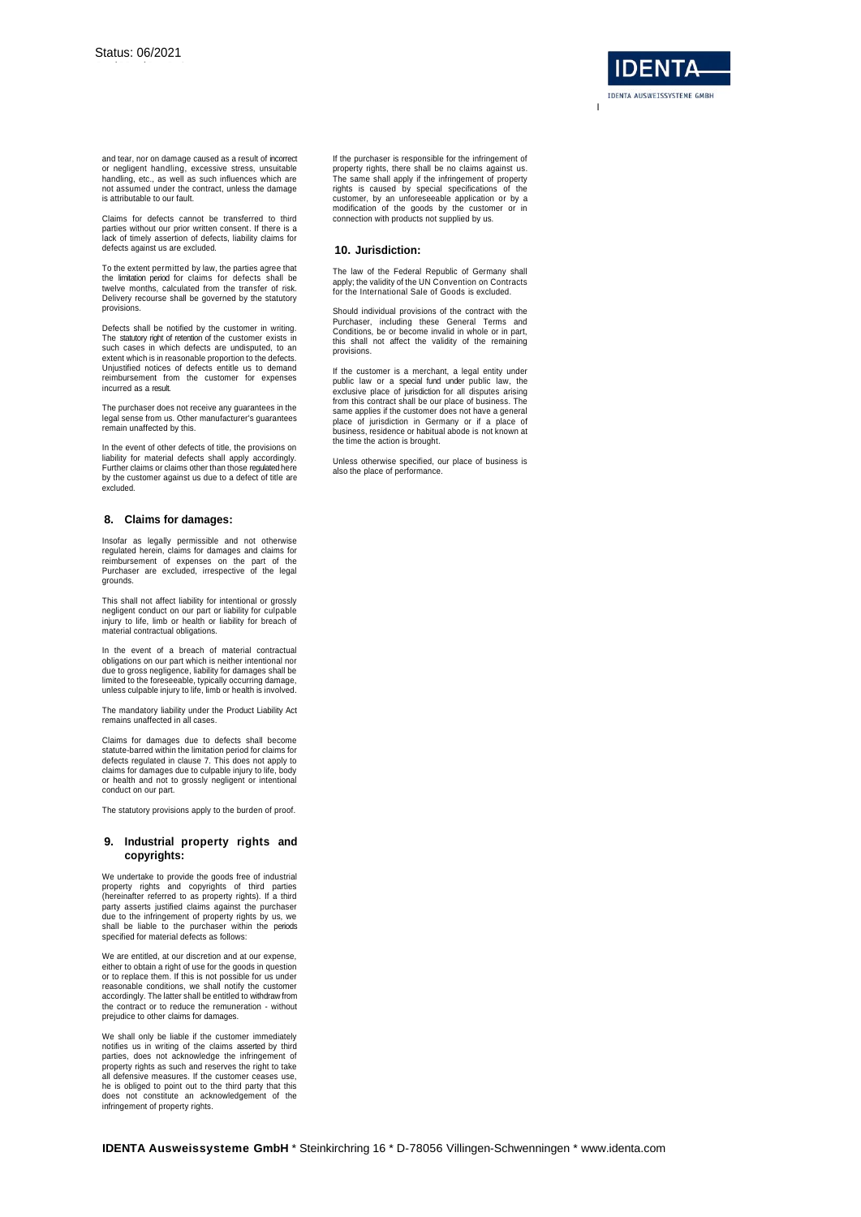and tear, nor on damage caused as a result of incorrect or negligent handling, excessive stress, unsuitable handling, etc., as well as such influences which are not assumed under the contract, unless the damage is attributable to our fault.

Claims for defects cannot be transferred to third parties without our prior written consent. If there is a lack of timely assertion of defects, liability claims for defects against us are excluded.

To the extent permitted by law, the parties agree that the limitation period for claims for defects shall be twelve months, calculated from the transfer of risk. Delivery recourse shall be governed by the statutory provisions.

Defects shall be notified by the customer in writing. The statutory right of retention of the customer exists in such cases in which defects are undisputed, to an extent which is in reasonable proportion to the defects. Unjustified notices of defects entitle us to demand reimbursement from the customer for expenses incurred as a result.

The purchaser does not receive any guarantees in the legal sense from us. Other manufacturer's guarantees remain unaffected by this.

In the event of other defects of title, the provisions on liability for material defects shall apply accordingly. Further claims or claims other than those regulated here by the customer against us due to a defect of title are excluded.

## 8. Claims for damages:

Insofar as legally permissible and not otherwise regulated herein, claims for damages and claims for reimbursement of expenses on the part of the Purchaser are excluded, irrespective of the legal grounds.

This shall not affect liability for intentional or grossly negligent conduct on our part or liability for culpable injury to life, limb or health or liability for breach of material contractual obligations.

In the event of a breach of material contractual obligations on our part which is neither intentional nor due to gross negligence, liability for damages shall be limited to the foreseeable, typically occurring damage, unless culpable injury to life, limb or health is involved.

The mandatory liability under the Product Liability Act remains unaffected in all cases.

Claims for damages due to defects shall become statute-barred within the limitation period for claims for defects regulated in clause 7. This does not apply to claims for damages due to culpable injury to life, body or health and not to grossly negligent or intentional conduct on our part.

The statutory provisions apply to the burden of proof.

## 9. Industrial property rights and copyrights:

We undertake to provide the goods free of industrial property rights and copyrights of third parties (hereinafter referred to as property rights). If a third party asserts justified claims against the purchaser due to the infringement of property rights by us, we shall be liable to the purchaser within the periods specified for material defects as follows:

We are entitled, at our discretion and at our expense, either to obtain a right of use for the goods in question or to replace them. If this is not possible for us under reasonable conditions, we shall notify the customer accordingly. The latter shall be entitled to withdraw from the contract or to reduce the remuneration - without prejudice to other claims for damages.

We shall only be liable if the customer immediately notifies us in writing of the claims asserted by third parties, does not acknowledge the infringement of property rights as such and reserves the right to take all defensive measures. If the customer ceases use, he is obliged to point out to the third party that this does not constitute an acknowledgement of the infringement of property rights.

If the purchaser is responsible for the infringement of property rights, there shall be no claims against us. The same shall apply if the infringement of property rights is caused by special specifications of the customer, by an unforeseeable application or by a modification of the goods by the customer or in connection with products not supplied by us.

## 10. Jurisdiction:

The law of the Federal Republic of Germany shall apply; the validity of the UN Convention on Contracts for the International Sale of Goods is excluded.

Should individual provisions of the contract with the Purchaser, including these General Terms and Conditions, be or become invalid in whole or in part, this shall not affect the validity of the remaining provisions.

If the customer is a merchant, a legal entity under public law or a special fund under public law, the exclusive place of jurisdiction for all disputes arising from this contract shall be our place of business. The same applies if the customer does not have a general place of jurisdiction in Germany or if a place of business, residence or habitual abode is not known at the time the action is brought.

Unless otherwise specified, our place of business is also the place of performance.